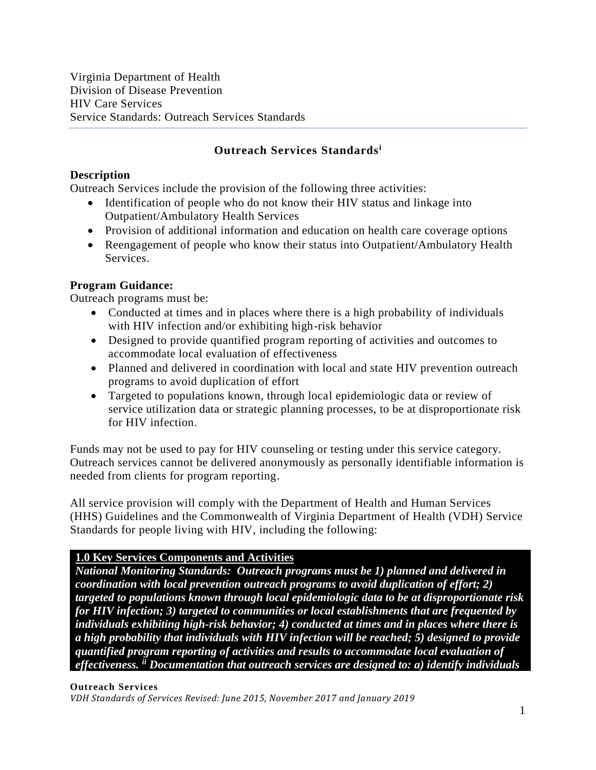Virginia Department of Health
Division of Disease Prevention
HIV Care Services
Service Standards: Outreach Services Standards

## Outreach Services Standards[i]

### Description

Outreach Services include the provision of the following three activities:

- Identification of people who do not know their HIV status and linkage into Outpatient/Ambulatory Health Services
- Provision of additional information and education on health care coverage options
- Reengagement of people who know their status into Outpatient/Ambulatory Health Services.

### Program Guidance:

Outreach programs must be:

- Conducted at times and in places where there is a high probability of individuals with HIV infection and/or exhibiting high-risk behavior
- Designed to provide quantified program reporting of activities and outcomes to accommodate local evaluation of effectiveness
- Planned and delivered in coordination with local and state HIV prevention outreach programs to avoid duplication of effort
- Targeted to populations known, through local epidemiologic data or review of service utilization data or strategic planning processes, to be at disproportionate risk for HIV infection.

Funds may not be used to pay for HIV counseling or testing under this service category. Outreach services cannot be delivered anonymously as personally identifiable information is needed from clients for program reporting.

All service provision will comply with the Department of Health and Human Services (HHS) Guidelines and the Commonwealth of Virginia Department of Health (VDH) Service Standards for people living with HIV, including the following:

**1.0 Key Services Components and Activities**

***National Monitoring Standards: Outreach programs must be 1) planned and delivered in coordination with local prevention outreach programs to avoid duplication of effort; 2) targeted to populations known through local epidemiologic data to be at disproportionate risk for HIV infection; 3) targeted to communities or local establishments that are frequented by individuals exhibiting high-risk behavior; 4) conducted at times and in places where there is a high probability that individuals with HIV infection will be reached; 5) designed to provide quantified program reporting of activities and results to accommodate local evaluation of effectiveness.[ii] Documentation that outreach services are designed to: a) identify individuals***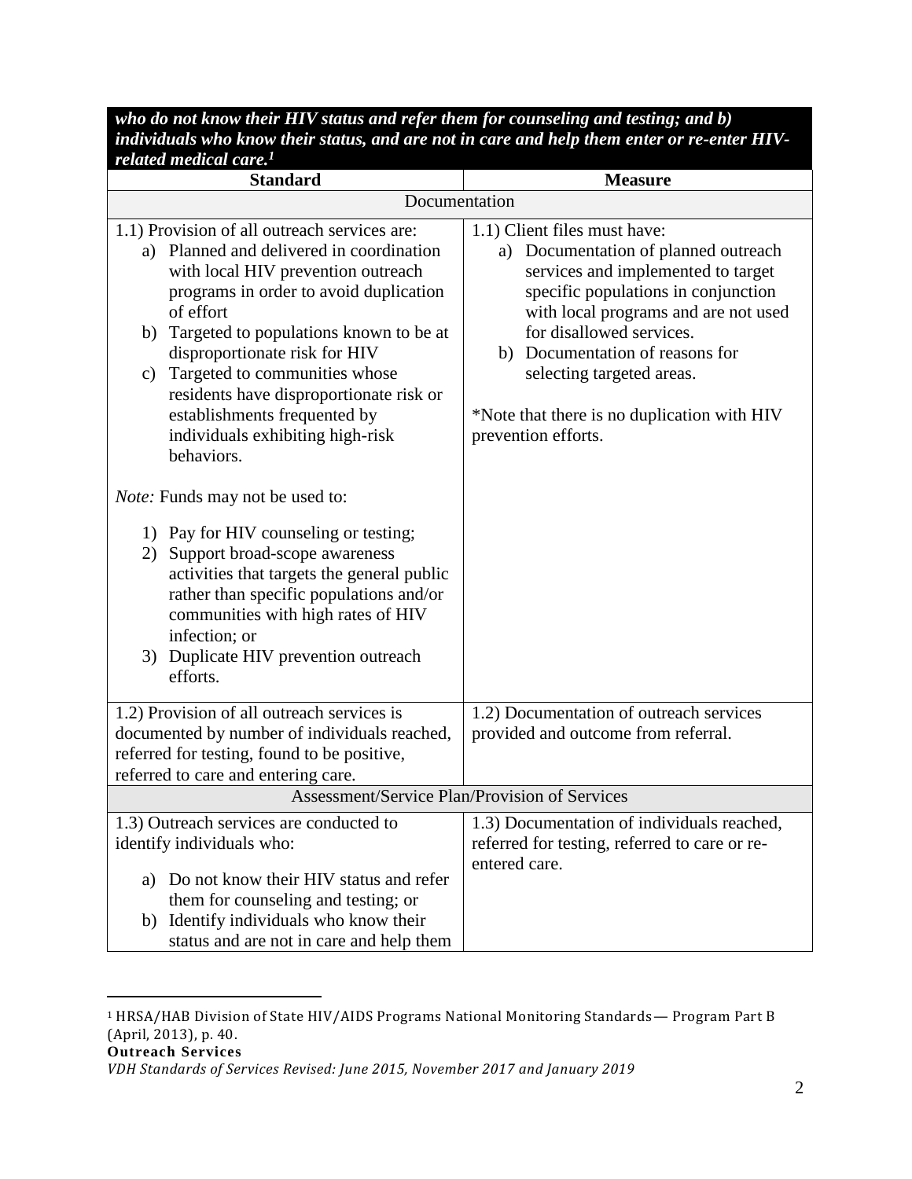***who do not know their HIV status and refer them for counseling and testing; and b) individuals who know their status, and are not in care and help them enter or re-enter HIV-related medical care.[1]***

| Standard | Measure |
|---|---|
| Documentation | |
| 1.1) Provision of all outreach services are:<br>a) Planned and delivered in coordination with local HIV prevention outreach programs in order to avoid duplication of effort<br>b) Targeted to populations known to be at disproportionate risk for HIV<br>c) Targeted to communities whose residents have disproportionate risk or establishments frequented by individuals exhibiting high-risk behaviors.<br><br>*Note:* Funds may not be used to:<br><br>1) Pay for HIV counseling or testing;<br>2) Support broad-scope awareness activities that targets the general public rather than specific populations and/or communities with high rates of HIV infection; or<br>3) Duplicate HIV prevention outreach efforts. | 1.1) Client files must have:<br>a) Documentation of planned outreach services and implemented to target specific populations in conjunction with local programs and are not used for disallowed services.<br>b) Documentation of reasons for selecting targeted areas.<br><br>*Note that there is no duplication with HIV prevention efforts. |
| 1.2) Provision of all outreach services is documented by number of individuals reached, referred for testing, found to be positive, referred to care and entering care. | 1.2) Documentation of outreach services provided and outcome from referral. |
| Assessment/Service Plan/Provision of Services | |
| 1.3) Outreach services are conducted to identify individuals who:<br><br>a) Do not know their HIV status and refer them for counseling and testing; or<br>b) Identify individuals who know their status and are not in care and help them | 1.3) Documentation of individuals reached, referred for testing, referred to care or re-entered care. |

[1] HRSA/HAB Division of State HIV/AIDS Programs National Monitoring Standards— Program Part B (April, 2013), p. 40.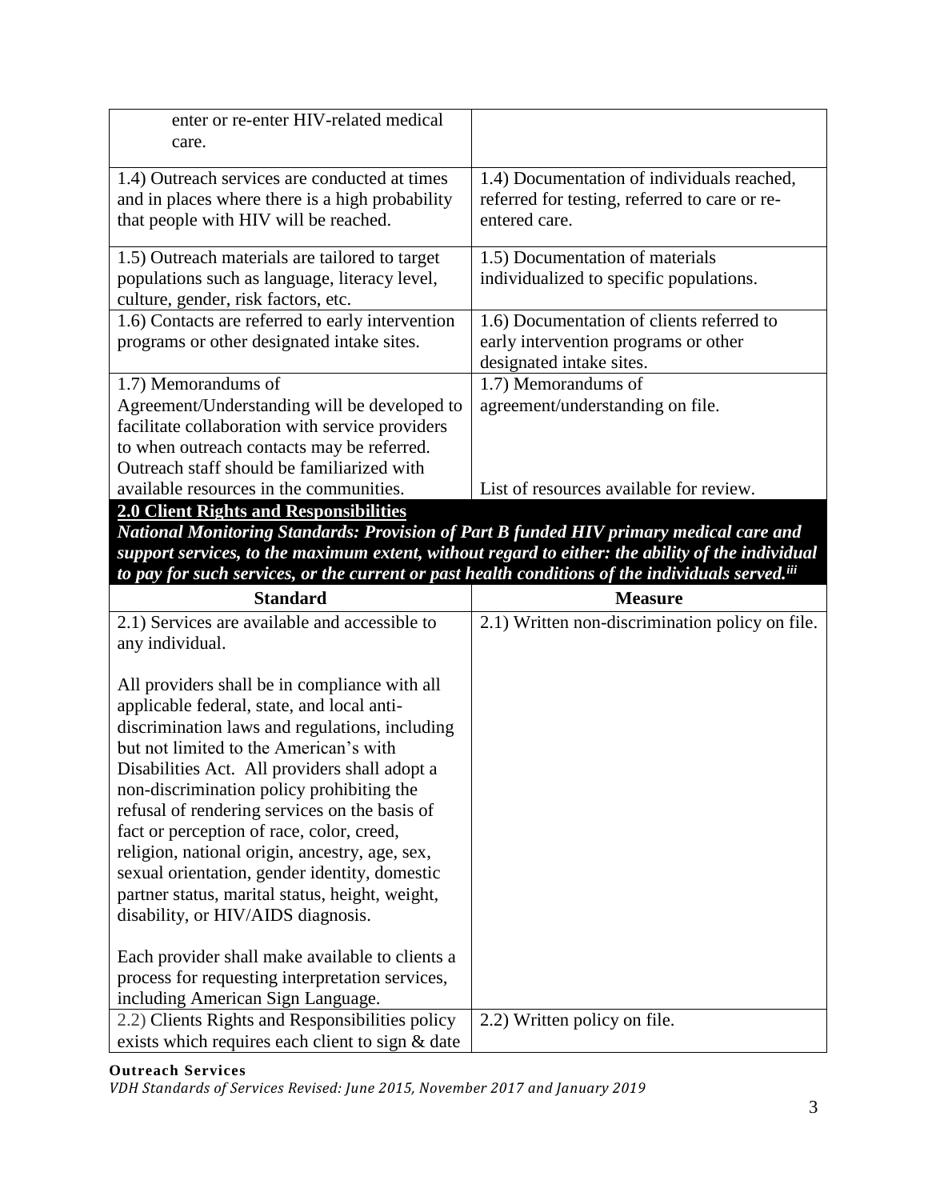| | |
|---|---|
| enter or re-enter HIV-related medical care. | |
| 1.4) Outreach services are conducted at times and in places where there is a high probability that people with HIV will be reached. | 1.4) Documentation of individuals reached, referred for testing, referred to care or re-entered care. |
| 1.5) Outreach materials are tailored to target populations such as language, literacy level, culture, gender, risk factors, etc. | 1.5) Documentation of materials individualized to specific populations. |
| 1.6) Contacts are referred to early intervention programs or other designated intake sites. | 1.6) Documentation of clients referred to early intervention programs or other designated intake sites. |
| 1.7) Memorandums of Agreement/Understanding will be developed to facilitate collaboration with service providers to when outreach contacts may be referred. Outreach staff should be familiarized with available resources in the communities. | 1.7) Memorandums of agreement/understanding on file. <br><br> List of resources available for review. |

## 2.0 Client Rights and Responsibilities

***National Monitoring Standards: Provision of Part B funded HIV primary medical care and support services, to the maximum extent, without regard to either: the ability of the individual to pay for such services, or the current or past health conditions of the individuals served.[iii]***

| Standard | Measure |
|---|---|
| 2.1) Services are available and accessible to any individual. <br><br> All providers shall be in compliance with all applicable federal, state, and local anti-discrimination laws and regulations, including but not limited to the American's with Disabilities Act. All providers shall adopt a non-discrimination policy prohibiting the refusal of rendering services on the basis of fact or perception of race, color, creed, religion, national origin, ancestry, age, sex, sexual orientation, gender identity, domestic partner status, marital status, height, weight, disability, or HIV/AIDS diagnosis. <br><br> Each provider shall make available to clients a process for requesting interpretation services, including American Sign Language. | 2.1) Written non-discrimination policy on file. |
| 2.2) Clients Rights and Responsibilities policy exists which requires each client to sign & date | 2.2) Written policy on file. |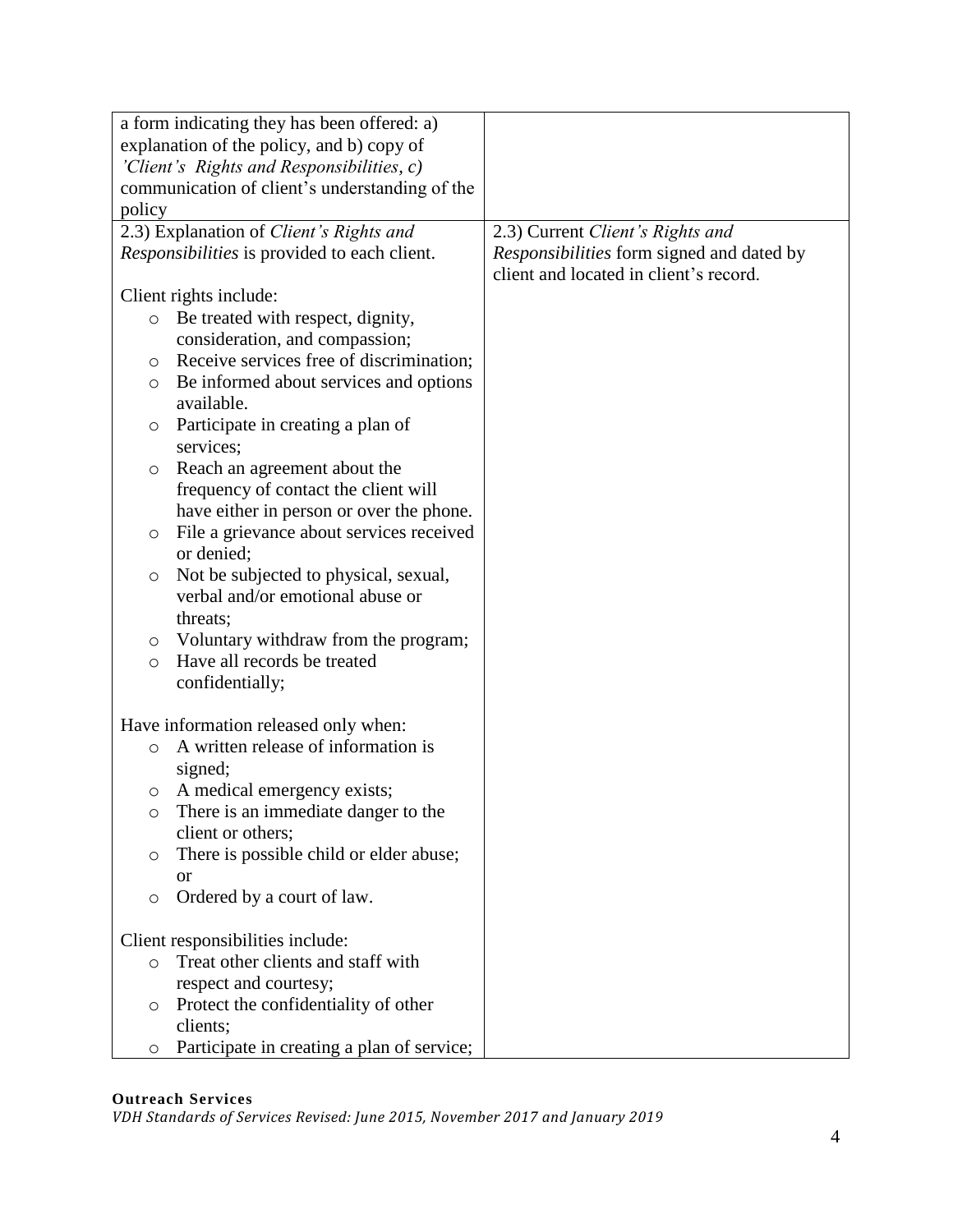| | |
|---|---|
| a form indicating they has been offered: a) explanation of the policy, and b) copy of *'Client's Rights and Responsibilities, c)* communication of client's understanding of the policy | |
| 2.3) Explanation of *Client's Rights and Responsibilities* is provided to each client.<br><br>Client rights include:<br>◦ Be treated with respect, dignity, consideration, and compassion;<br>◦ Receive services free of discrimination;<br>◦ Be informed about services and options available.<br>◦ Participate in creating a plan of services;<br>◦ Reach an agreement about the frequency of contact the client will have either in person or over the phone.<br>◦ File a grievance about services received or denied;<br>◦ Not be subjected to physical, sexual, verbal and/or emotional abuse or threats;<br>◦ Voluntary withdraw from the program;<br>◦ Have all records be treated confidentially;<br><br>Have information released only when:<br>◦ A written release of information is signed;<br>◦ A medical emergency exists;<br>◦ There is an immediate danger to the client or others;<br>◦ There is possible child or elder abuse; or<br>◦ Ordered by a court of law.<br><br>Client responsibilities include:<br>◦ Treat other clients and staff with respect and courtesy;<br>◦ Protect the confidentiality of other clients;<br>◦ Participate in creating a plan of service; | 2.3) Current *Client's Rights and Responsibilities* form signed and dated by client and located in client's record. |

**Outreach Services**
*VDH Standards of Services Revised: June 2015, November 2017 and January 2019*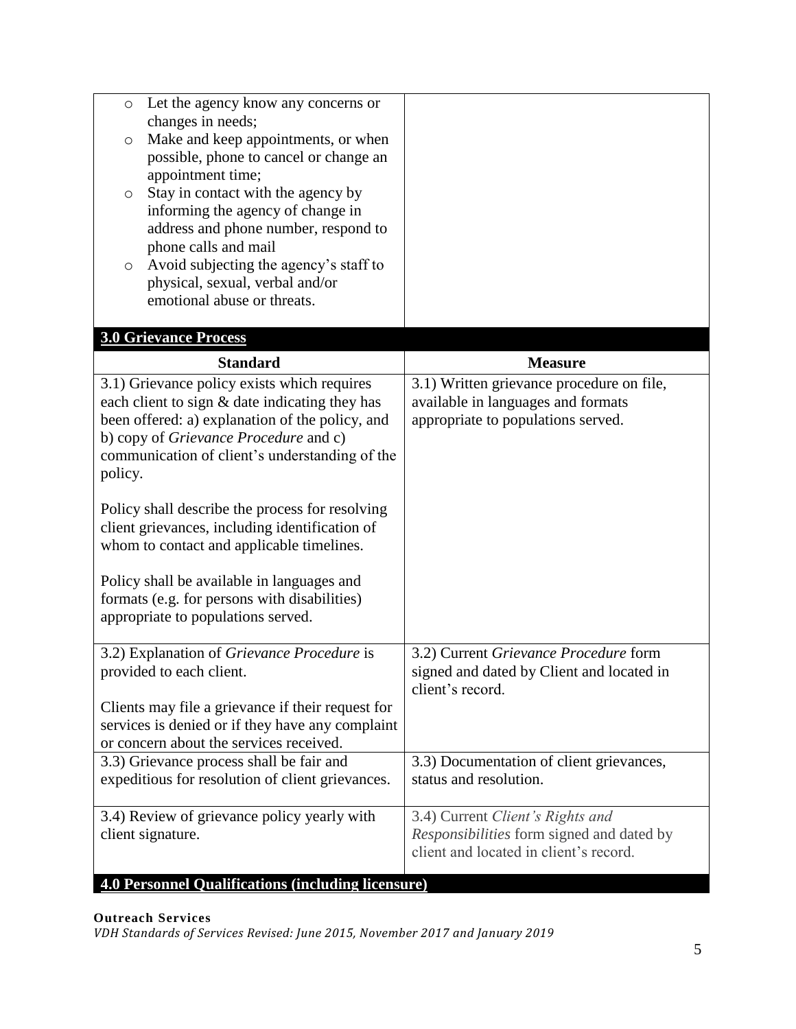| | |
|---|---|
| ○ Let the agency know any concerns or changes in needs;<br>○ Make and keep appointments, or when possible, phone to cancel or change an appointment time;<br>○ Stay in contact with the agency by informing the agency of change in address and phone number, respond to phone calls and mail<br>○ Avoid subjecting the agency's staff to physical, sexual, verbal and/or emotional abuse or threats. | |

## 3.0 Grievance Process

| Standard | Measure |
|---|---|
| 3.1) Grievance policy exists which requires each client to sign & date indicating they has been offered: a) explanation of the policy, and b) copy of *Grievance Procedure* and c) communication of client's understanding of the policy.<br><br>Policy shall describe the process for resolving client grievances, including identification of whom to contact and applicable timelines.<br><br>Policy shall be available in languages and formats (e.g. for persons with disabilities) appropriate to populations served. | 3.1) Written grievance procedure on file, available in languages and formats appropriate to populations served. |
| 3.2) Explanation of *Grievance Procedure* is provided to each client.<br><br>Clients may file a grievance if their request for services is denied or if they have any complaint or concern about the services received. | 3.2) Current *Grievance Procedure* form signed and dated by Client and located in client's record. |
| 3.3) Grievance process shall be fair and expeditious for resolution of client grievances. | 3.3) Documentation of client grievances, status and resolution. |
| 3.4) Review of grievance policy yearly with client signature. | 3.4) Current *Client's Rights and Responsibilities* form signed and dated by client and located in client's record. |

## 4.0 Personnel Qualifications (including licensure)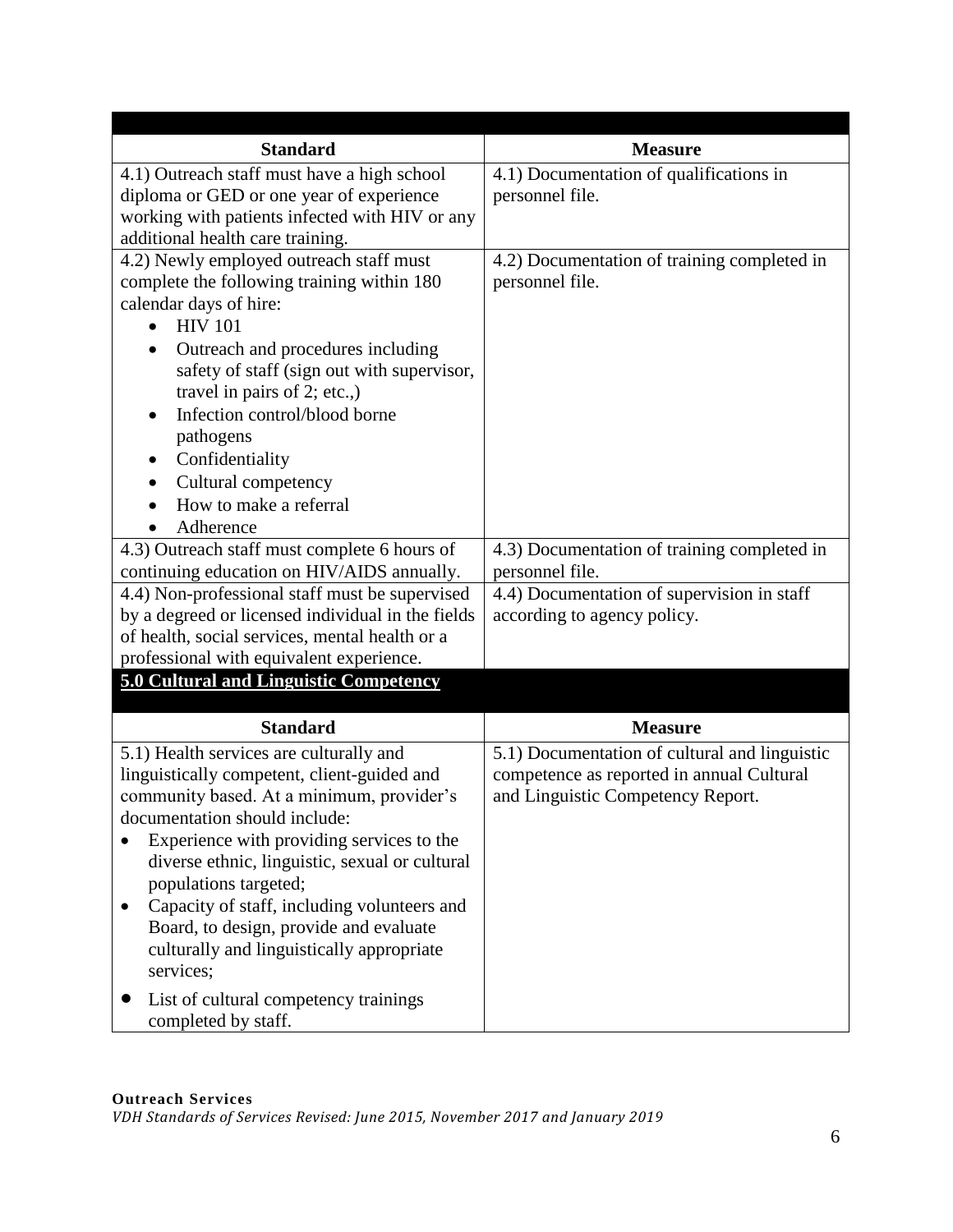| Standard | Measure |
|---|---|
| 4.1) Outreach staff must have a high school diploma or GED or one year of experience working with patients infected with HIV or any additional health care training. | 4.1) Documentation of qualifications in personnel file. |
| 4.2) Newly employed outreach staff must complete the following training within 180 calendar days of hire: <br>• HIV 101 <br>• Outreach and procedures including safety of staff (sign out with supervisor, travel in pairs of 2; etc.,) <br>• Infection control/blood borne pathogens <br>• Confidentiality <br>• Cultural competency <br>• How to make a referral <br>• Adherence | 4.2) Documentation of training completed in personnel file. |
| 4.3) Outreach staff must complete 6 hours of continuing education on HIV/AIDS annually. | 4.3) Documentation of training completed in personnel file. |
| 4.4) Non-professional staff must be supervised by a degreed or licensed individual in the fields of health, social services, mental health or a professional with equivalent experience. | 4.4) Documentation of supervision in staff according to agency policy. |

## 5.0 Cultural and Linguistic Competency

| Standard | Measure |
|---|---|
| 5.1) Health services are culturally and linguistically competent, client-guided and community based. At a minimum, provider's documentation should include: <br>• Experience with providing services to the diverse ethnic, linguistic, sexual or cultural populations targeted; <br>• Capacity of staff, including volunteers and Board, to design, provide and evaluate culturally and linguistically appropriate services; <br>• List of cultural competency trainings completed by staff. | 5.1) Documentation of cultural and linguistic competence as reported in annual Cultural and Linguistic Competency Report. |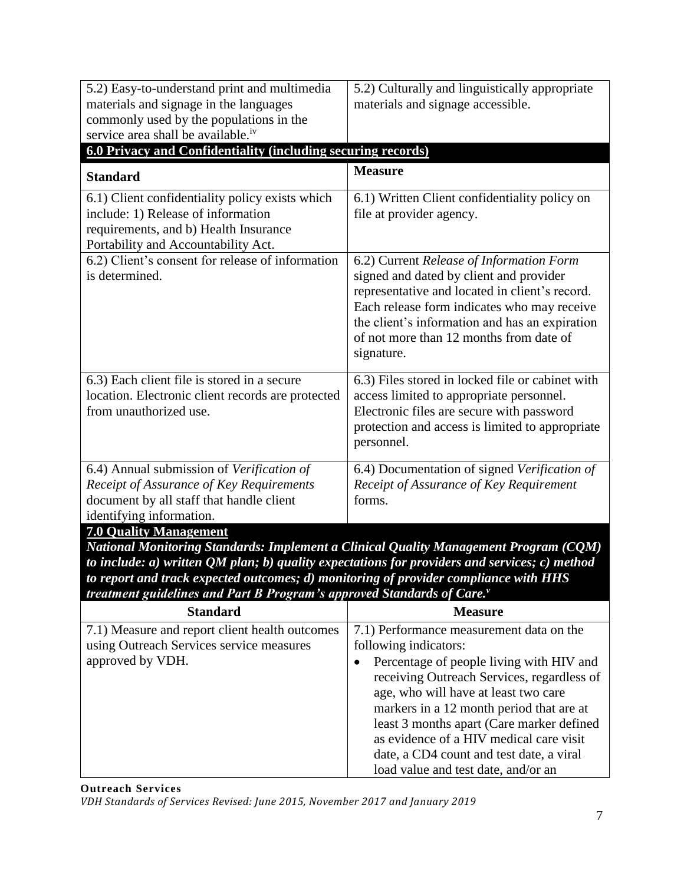| Standard | Measure |
|---|---|
| 5.2) Easy-to-understand print and multimedia materials and signage in the languages commonly used by the populations in the service area shall be available.[iv] | 5.2) Culturally and linguistically appropriate materials and signage accessible. |

**6.0 Privacy and Confidentiality (including securing records)**

| Standard | Measure |
|---|---|
| 6.1) Client confidentiality policy exists which include: 1) Release of information requirements, and b) Health Insurance Portability and Accountability Act. | 6.1) Written Client confidentiality policy on file at provider agency. |
| 6.2) Client's consent for release of information is determined. | 6.2) Current *Release of Information Form* signed and dated by client and provider representative and located in client's record. Each release form indicates who may receive the client's information and has an expiration of not more than 12 months from date of signature. |
| 6.3) Each client file is stored in a secure location. Electronic client records are protected from unauthorized use. | 6.3) Files stored in locked file or cabinet with access limited to appropriate personnel. Electronic files are secure with password protection and access is limited to appropriate personnel. |
| 6.4) Annual submission of *Verification of Receipt of Assurance of Key Requirements* document by all staff that handle client identifying information. | 6.4) Documentation of signed *Verification of Receipt of Assurance of Key Requirement* forms. |

**7.0 Quality Management**

***National Monitoring Standards: Implement a Clinical Quality Management Program (CQM) to include: a) written QM plan; b) quality expectations for providers and services; c) method to report and track expected outcomes; d) monitoring of provider compliance with HHS treatment guidelines and Part B Program's approved Standards of Care.[v]***

| Standard | Measure |
|---|---|
| 7.1) Measure and report client health outcomes using Outreach Services service measures approved by VDH. | 7.1) Performance measurement data on the following indicators:<br>• Percentage of people living with HIV and receiving Outreach Services, regardless of age, who will have at least two care markers in a 12 month period that are at least 3 months apart (Care marker defined as evidence of a HIV medical care visit date, a CD4 count and test date, a viral load value and test date, and/or an |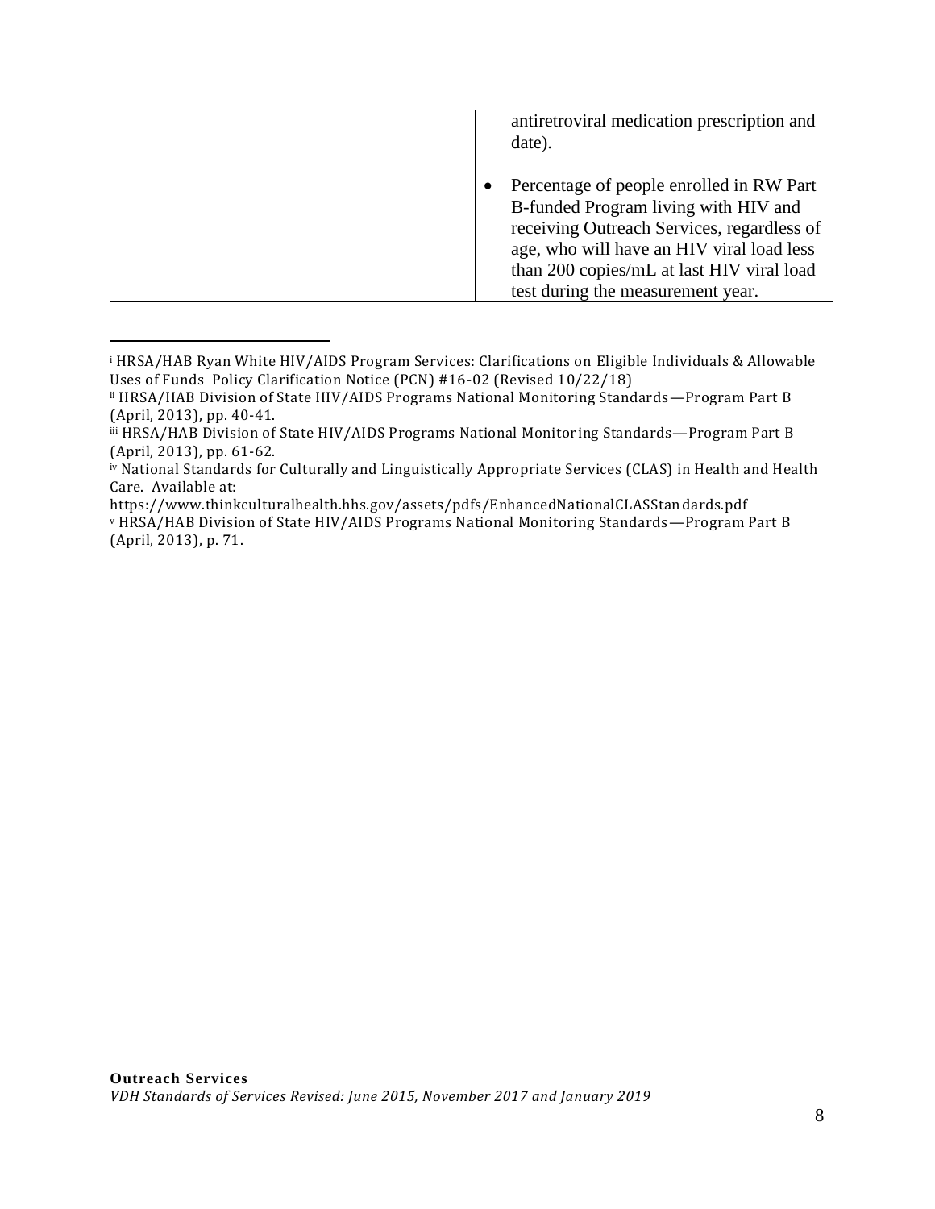| | |
|---|---|
| | antiretroviral medication prescription and date).<br><br>• Percentage of people enrolled in RW Part B-funded Program living with HIV and receiving Outreach Services, regardless of age, who will have an HIV viral load less than 200 copies/mL at last HIV viral load test during the measurement year. |

---

[i] HRSA/HAB Ryan White HIV/AIDS Program Services: Clarifications on Eligible Individuals & Allowable Uses of Funds Policy Clarification Notice (PCN) #16-02 (Revised 10/22/18)

[ii] HRSA/HAB Division of State HIV/AIDS Programs National Monitoring Standards—Program Part B (April, 2013), pp. 40-41.

[iii] HRSA/HAB Division of State HIV/AIDS Programs National Monitoring Standards—Program Part B (April, 2013), pp. 61-62.

[iv] National Standards for Culturally and Linguistically Appropriate Services (CLAS) in Health and Health Care. Available at: https://www.thinkculturalhealth.hhs.gov/assets/pdfs/EnhancedNationalCLASStandards.pdf

[v] HRSA/HAB Division of State HIV/AIDS Programs National Monitoring Standards—Program Part B (April, 2013), p. 71.